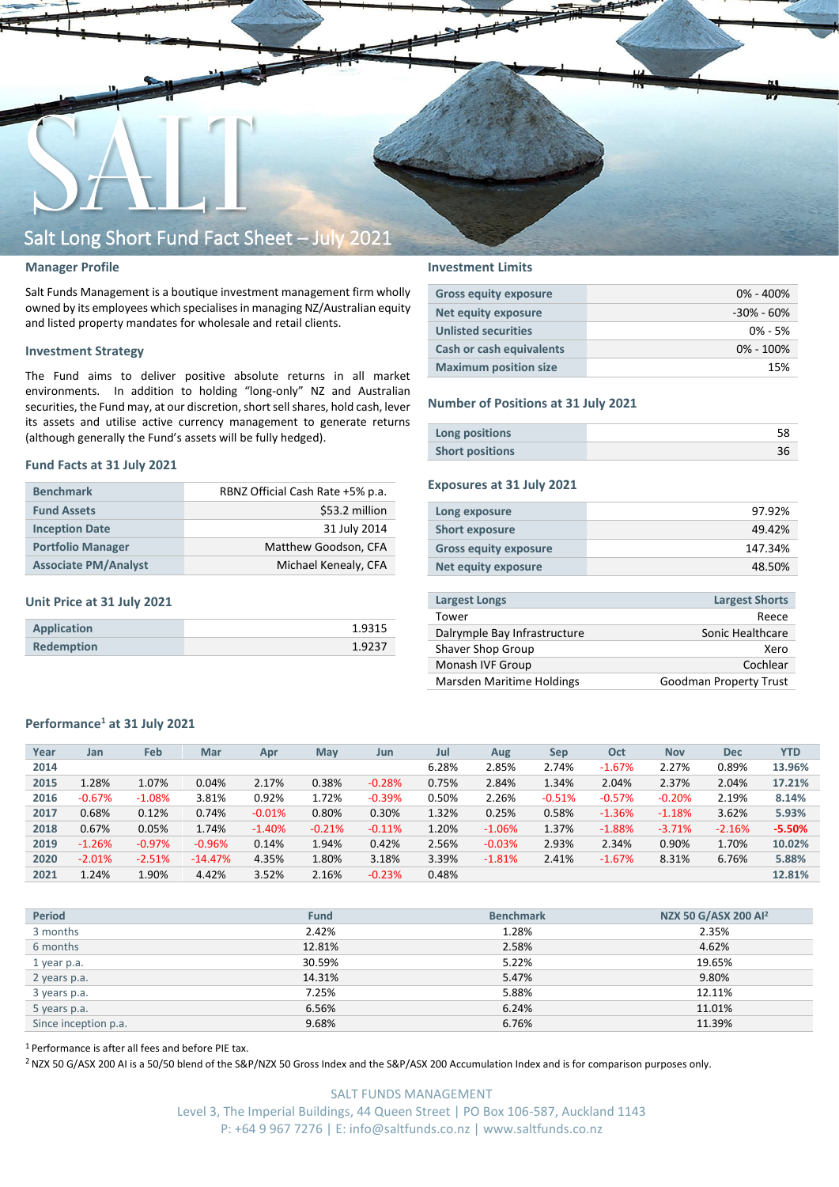# Salt Long Short Fund Fact Sheet – July 2021

## Manager Profile

Salt Funds Management is a boutique investment management firm wholly owned by its employees which specialises in managing NZ/Australian equity and listed property mandates for wholesale and retail clients.

## Investment Strategy

The Fund aims to deliver positive absolute returns in all market environments. In addition to holding "long-only" NZ and Australian securities, the Fund may, at our discretion, short sell shares, hold cash, lever its assets and utilise active currency management to generate returns (although generally the Fund's assets will be fully hedged).

## Fund Facts at 31 July 2021

| | |
|---|---|
| Benchmark | RBNZ Official Cash Rate +5% p.a. |
| Fund Assets | $53.2 million |
| Inception Date | 31 July 2014 |
| Portfolio Manager | Matthew Goodson, CFA |
| Associate PM/Analyst | Michael Kenealy, CFA |

## Unit Price at 31 July 2021

| | |
|---|---|
| Application | 1.9315 |
| Redemption | 1.9237 |

## Investment Limits

| | |
|---|---|
| Gross equity exposure | 0% - 400% |
| Net equity exposure | -30% - 60% |
| Unlisted securities | 0% - 5% |
| Cash or cash equivalents | 0% - 100% |
| Maximum position size | 15% |

## Number of Positions at 31 July 2021

| | |
|---|---|
| Long positions | 58 |
| Short positions | 36 |

## Exposures at 31 July 2021

| | |
|---|---|
| Long exposure | 97.92% |
| Short exposure | 49.42% |
| Gross equity exposure | 147.34% |
| Net equity exposure | 48.50% |

| Largest Longs | Largest Shorts |
|---|---|
| Tower | Reece |
| Dalrymple Bay Infrastructure | Sonic Healthcare |
| Shaver Shop Group | Xero |
| Monash IVF Group | Cochlear |
| Marsden Maritime Holdings | Goodman Property Trust |

## Performance[1] at 31 July 2021

| Year | Jan | Feb | Mar | Apr | May | Jun | Jul | Aug | Sep | Oct | Nov | Dec | YTD |
|---|---|---|---|---|---|---|---|---|---|---|---|---|---|
| 2014 | | | | | | | 6.28% | 2.85% | 2.74% | -1.67% | 2.27% | 0.89% | 13.96% |
| 2015 | 1.28% | 1.07% | 0.04% | 2.17% | 0.38% | -0.28% | 0.75% | 2.84% | 1.34% | 2.04% | 2.37% | 2.04% | 17.21% |
| 2016 | -0.67% | -1.08% | 3.81% | 0.92% | 1.72% | -0.39% | 0.50% | 2.26% | -0.51% | -0.57% | -0.20% | 2.19% | 8.14% |
| 2017 | 0.68% | 0.12% | 0.74% | -0.01% | 0.80% | 0.30% | 1.32% | 0.25% | 0.58% | -1.36% | -1.18% | 3.62% | 5.93% |
| 2018 | 0.67% | 0.05% | 1.74% | -1.40% | -0.21% | -0.11% | 1.20% | -1.06% | 1.37% | -1.88% | -3.71% | -2.16% | -5.50% |
| 2019 | -1.26% | -0.97% | -0.96% | 0.14% | 1.94% | 0.42% | 2.56% | -0.03% | 2.93% | 2.34% | 0.90% | 1.70% | 10.02% |
| 2020 | -2.01% | -2.51% | -14.47% | 4.35% | 1.80% | 3.18% | 3.39% | -1.81% | 2.41% | -1.67% | 8.31% | 6.76% | 5.88% |
| 2021 | 1.24% | 1.90% | 4.42% | 3.52% | 2.16% | -0.23% | 0.48% | | | | | | 12.81% |

| Period | Fund | Benchmark | NZX 50 G/ASX 200 AI[2] |
|---|---|---|---|
| 3 months | 2.42% | 1.28% | 2.35% |
| 6 months | 12.81% | 2.58% | 4.62% |
| 1 year p.a. | 30.59% | 5.22% | 19.65% |
| 2 years p.a. | 14.31% | 5.47% | 9.80% |
| 3 years p.a. | 7.25% | 5.88% | 12.11% |
| 5 years p.a. | 6.56% | 6.24% | 11.01% |
| Since inception p.a. | 9.68% | 6.76% | 11.39% |

[1] Performance is after all fees and before PIE tax.

[2] NZX 50 G/ASX 200 AI is a 50/50 blend of the S&P/NZX 50 Gross Index and the S&P/ASX 200 Accumulation Index and is for comparison purposes only.

SALT FUNDS MANAGEMENT
Level 3, The Imperial Buildings, 44 Queen Street | PO Box 106-587, Auckland 1143
P: +64 9 967 7276 | E: info@saltfunds.co.nz | www.saltfunds.co.nz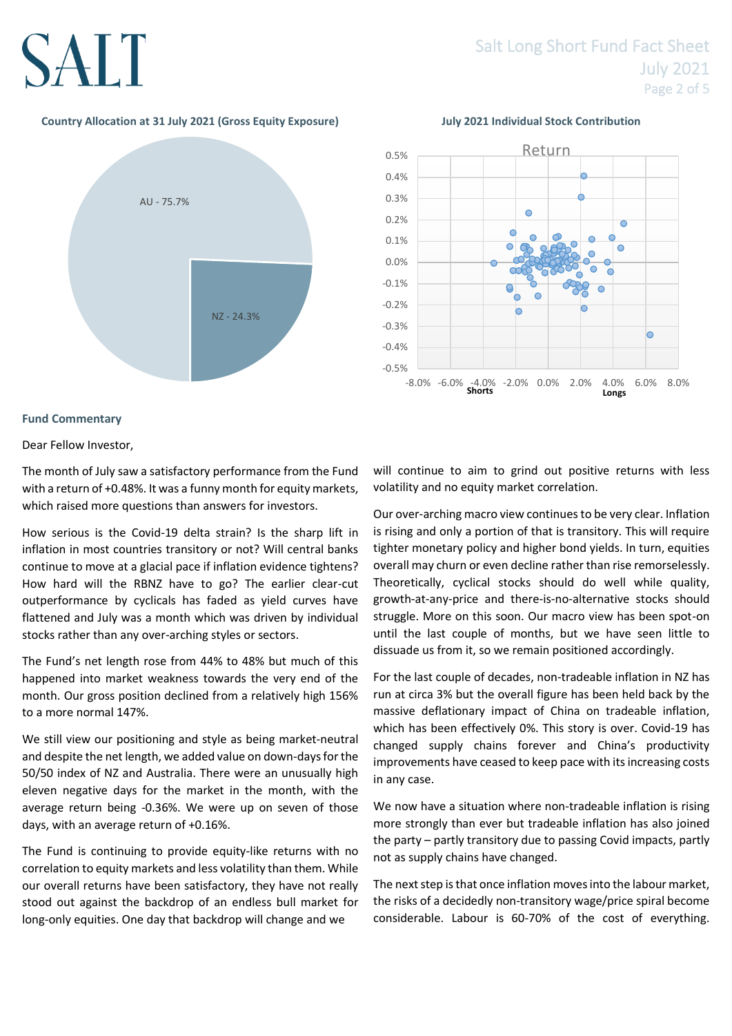**Country Allocation at 31 July 2021 (Gross Equity Exposure)**

AU - 75.7%

NZ - 24.3%

**July 2021 Individual Stock Contribution**

**Fund Commentary**

Dear Fellow Investor,

The month of July saw a satisfactory performance from the Fund with a return of +0.48%. It was a funny month for equity markets, which raised more questions than answers for investors.

How serious is the Covid-19 delta strain? Is the sharp lift in inflation in most countries transitory or not? Will central banks continue to move at a glacial pace if inflation evidence tightens? How hard will the RBNZ have to go? The earlier clear-cut outperformance by cyclicals has faded as yield curves have flattened and July was a month which was driven by individual stocks rather than any over-arching styles or sectors.

The Fund's net length rose from 44% to 48% but much of this happened into market weakness towards the very end of the month. Our gross position declined from a relatively high 156% to a more normal 147%.

We still view our positioning and style as being market-neutral and despite the net length, we added value on down-days for the 50/50 index of NZ and Australia. There were an unusually high eleven negative days for the market in the month, with the average return being -0.36%. We were up on seven of those days, with an average return of +0.16%.

The Fund is continuing to provide equity-like returns with no correlation to equity markets and less volatility than them. While our overall returns have been satisfactory, they have not really stood out against the backdrop of an endless bull market for long-only equities. One day that backdrop will change and we will continue to aim to grind out positive returns with less volatility and no equity market correlation.

Our over-arching macro view continues to be very clear. Inflation is rising and only a portion of that is transitory. This will require tighter monetary policy and higher bond yields. In turn, equities overall may churn or even decline rather than rise remorselessly. Theoretically, cyclical stocks should do well while quality, growth-at-any-price and there-is-no-alternative stocks should struggle. More on this soon. Our macro view has been spot-on until the last couple of months, but we have seen little to dissuade us from it, so we remain positioned accordingly.

For the last couple of decades, non-tradeable inflation in NZ has run at circa 3% but the overall figure has been held back by the massive deflationary impact of China on tradeable inflation, which has been effectively 0%. This story is over. Covid-19 has changed supply chains forever and China's productivity improvements have ceased to keep pace with its increasing costs in any case.

We now have a situation where non-tradeable inflation is rising more strongly than ever but tradeable inflation has also joined the party – partly transitory due to passing Covid impacts, partly not as supply chains have changed.

The next step is that once inflation moves into the labour market, the risks of a decidedly non-transitory wage/price spiral become considerable. Labour is 60-70% of the cost of everything.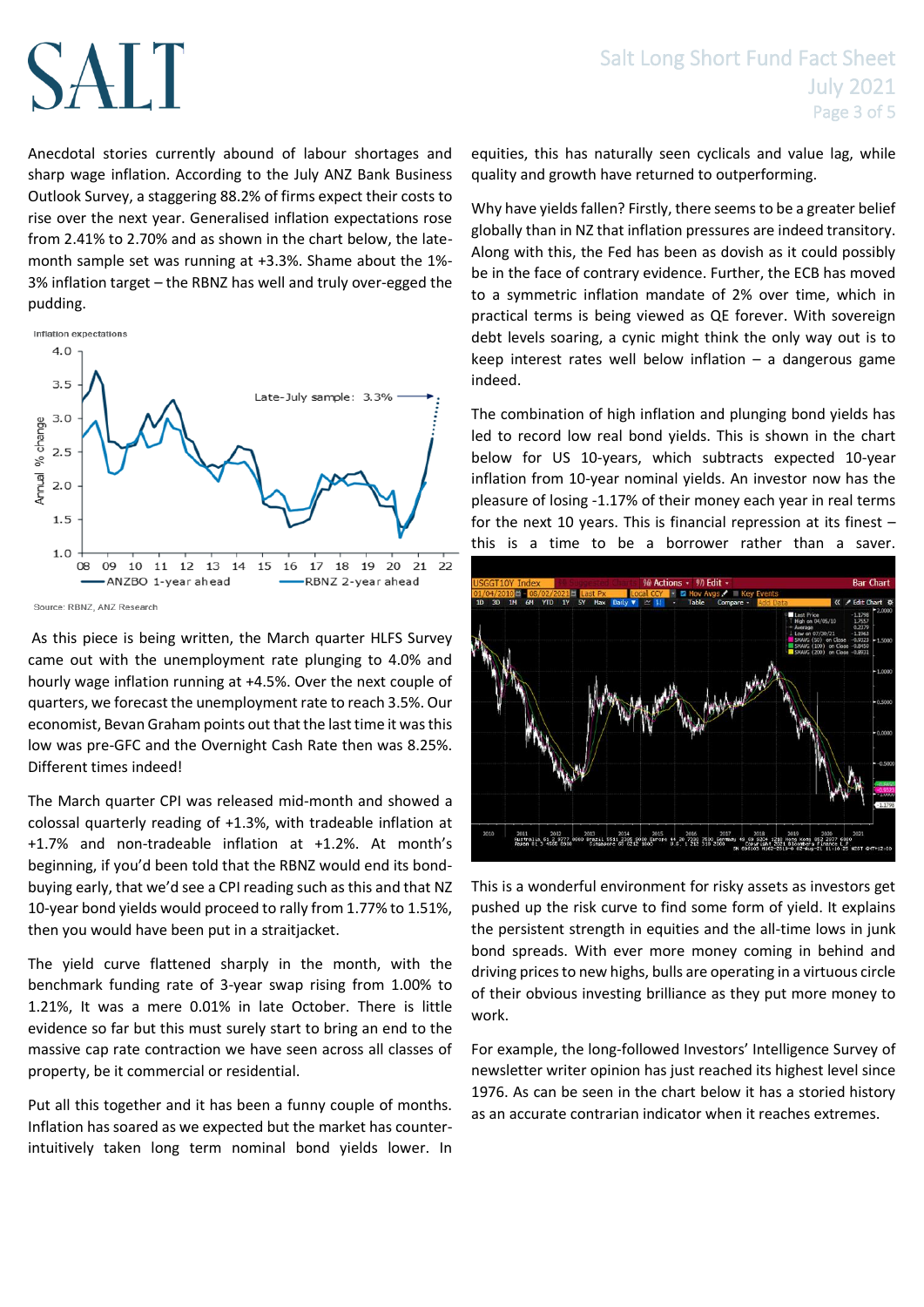Anecdotal stories currently abound of labour shortages and sharp wage inflation. According to the July ANZ Bank Business Outlook Survey, a staggering 88.2% of firms expect their costs to rise over the next year. Generalised inflation expectations rose from 2.41% to 2.70% and as shown in the chart below, the late-month sample set was running at +3.3%. Shame about the 1%-3% inflation target – the RBNZ has well and truly over-egged the pudding.

Source: RBNZ, ANZ Research

As this piece is being written, the March quarter HLFS Survey came out with the unemployment rate plunging to 4.0% and hourly wage inflation running at +4.5%. Over the next couple of quarters, we forecast the unemployment rate to reach 3.5%. Our economist, Bevan Graham points out that the last time it was this low was pre-GFC and the Overnight Cash Rate then was 8.25%. Different times indeed!

The March quarter CPI was released mid-month and showed a colossal quarterly reading of +1.3%, with tradeable inflation at +1.7% and non-tradeable inflation at +1.2%. At month's beginning, if you'd been told that the RBNZ would end its bond-buying early, that we'd see a CPI reading such as this and that NZ 10-year bond yields would proceed to rally from 1.77% to 1.51%, then you would have been put in a straitjacket.

The yield curve flattened sharply in the month, with the benchmark funding rate of 3-year swap rising from 1.00% to 1.21%, It was a mere 0.01% in late October. There is little evidence so far but this must surely start to bring an end to the massive cap rate contraction we have seen across all classes of property, be it commercial or residential.

Put all this together and it has been a funny couple of months. Inflation has soared as we expected but the market has counter-intuitively taken long term nominal bond yields lower. In equities, this has naturally seen cyclicals and value lag, while quality and growth have returned to outperforming.

Why have yields fallen? Firstly, there seems to be a greater belief globally than in NZ that inflation pressures are indeed transitory. Along with this, the Fed has been as dovish as it could possibly be in the face of contrary evidence. Further, the ECB has moved to a symmetric inflation mandate of 2% over time, which in practical terms is being viewed as QE forever. With sovereign debt levels soaring, a cynic might think the only way out is to keep interest rates well below inflation – a dangerous game indeed.

The combination of high inflation and plunging bond yields has led to record low real bond yields. This is shown in the chart below for US 10-years, which subtracts expected 10-year inflation from 10-year nominal yields. An investor now has the pleasure of losing -1.17% of their money each year in real terms for the next 10 years. This is financial repression at its finest – this is a time to be a borrower rather than a saver.

This is a wonderful environment for risky assets as investors get pushed up the risk curve to find some form of yield. It explains the persistent strength in equities and the all-time lows in junk bond spreads. With ever more money coming in behind and driving prices to new highs, bulls are operating in a virtuous circle of their obvious investing brilliance as they put more money to work.

For example, the long-followed Investors' Intelligence Survey of newsletter writer opinion has just reached its highest level since 1976. As can be seen in the chart below it has a storied history as an accurate contrarian indicator when it reaches extremes.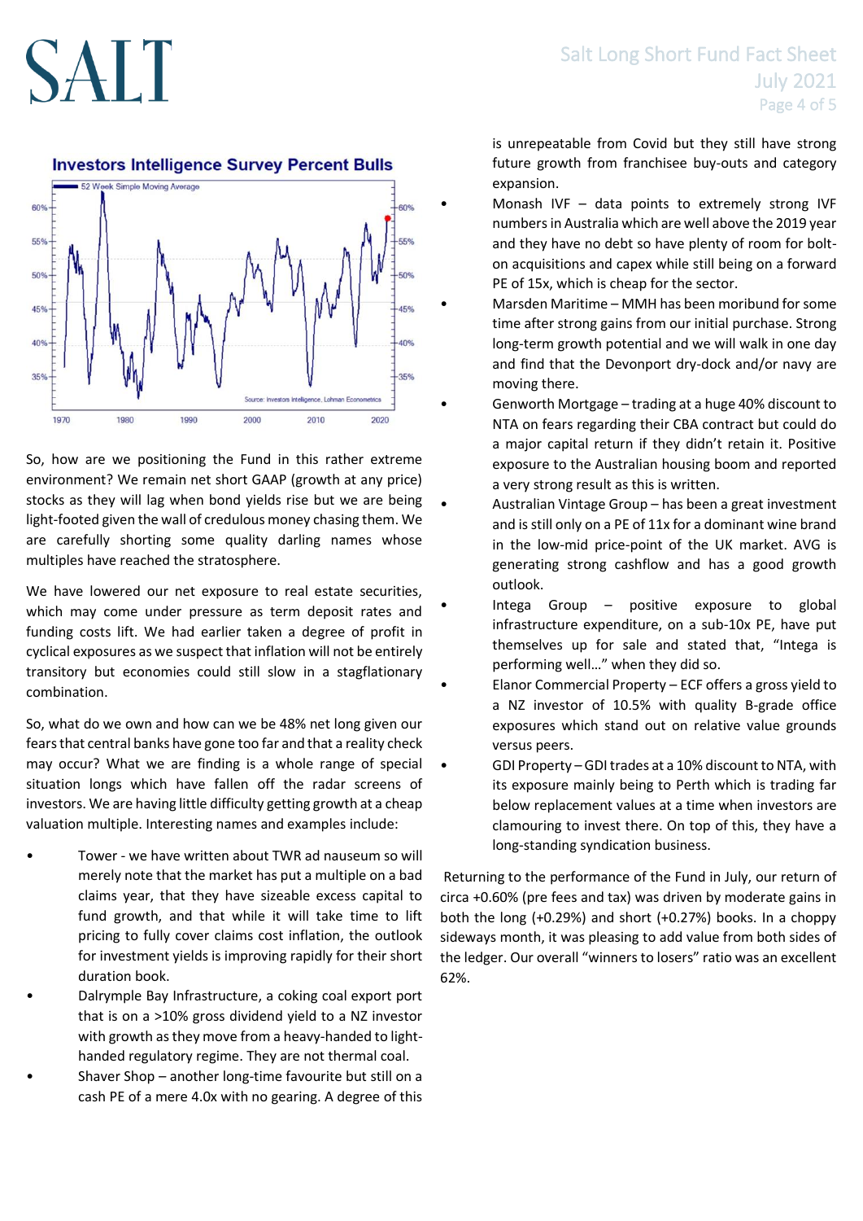**Investors Intelligence Survey Percent Bulls**

So, how are we positioning the Fund in this rather extreme environment? We remain net short GAAP (growth at any price) stocks as they will lag when bond yields rise but we are being light-footed given the wall of credulous money chasing them. We are carefully shorting some quality darling names whose multiples have reached the stratosphere.

We have lowered our net exposure to real estate securities, which may come under pressure as term deposit rates and funding costs lift. We had earlier taken a degree of profit in cyclical exposures as we suspect that inflation will not be entirely transitory but economies could still slow in a stagflationary combination.

So, what do we own and how can we be 48% net long given our fears that central banks have gone too far and that a reality check may occur? What we are finding is a whole range of special situation longs which have fallen off the radar screens of investors. We are having little difficulty getting growth at a cheap valuation multiple. Interesting names and examples include:

- Tower - we have written about TWR ad nauseum so will merely note that the market has put a multiple on a bad claims year, that they have sizeable excess capital to fund growth, and that while it will take time to lift pricing to fully cover claims cost inflation, the outlook for investment yields is improving rapidly for their short duration book.
- Dalrymple Bay Infrastructure, a coking coal export port that is on a >10% gross dividend yield to a NZ investor with growth as they move from a heavy-handed to light-handed regulatory regime. They are not thermal coal.
- Shaver Shop – another long-time favourite but still on a cash PE of a mere 4.0x with no gearing. A degree of this is unrepeatable from Covid but they still have strong future growth from franchisee buy-outs and category expansion.
- Monash IVF – data points to extremely strong IVF numbers in Australia which are well above the 2019 year and they have no debt so have plenty of room for bolt-on acquisitions and capex while still being on a forward PE of 15x, which is cheap for the sector.
- Marsden Maritime – MMH has been moribund for some time after strong gains from our initial purchase. Strong long-term growth potential and we will walk in one day and find that the Devonport dry-dock and/or navy are moving there.
- Genworth Mortgage – trading at a huge 40% discount to NTA on fears regarding their CBA contract but could do a major capital return if they didn't retain it. Positive exposure to the Australian housing boom and reported a very strong result as this is written.
- Australian Vintage Group – has been a great investment and is still only on a PE of 11x for a dominant wine brand in the low-mid price-point of the UK market. AVG is generating strong cashflow and has a good growth outlook.
- Intega Group – positive exposure to global infrastructure expenditure, on a sub-10x PE, have put themselves up for sale and stated that, "Intega is performing well..." when they did so.
- Elanor Commercial Property – ECF offers a gross yield to a NZ investor of 10.5% with quality B-grade office exposures which stand out on relative value grounds versus peers.
- GDI Property – GDI trades at a 10% discount to NTA, with its exposure mainly being to Perth which is trading far below replacement values at a time when investors are clamouring to invest there. On top of this, they have a long-standing syndication business.

Returning to the performance of the Fund in July, our return of circa +0.60% (pre fees and tax) was driven by moderate gains in both the long (+0.29%) and short (+0.27%) books. In a choppy sideways month, it was pleasing to add value from both sides of the ledger. Our overall "winners to losers" ratio was an excellent 62%.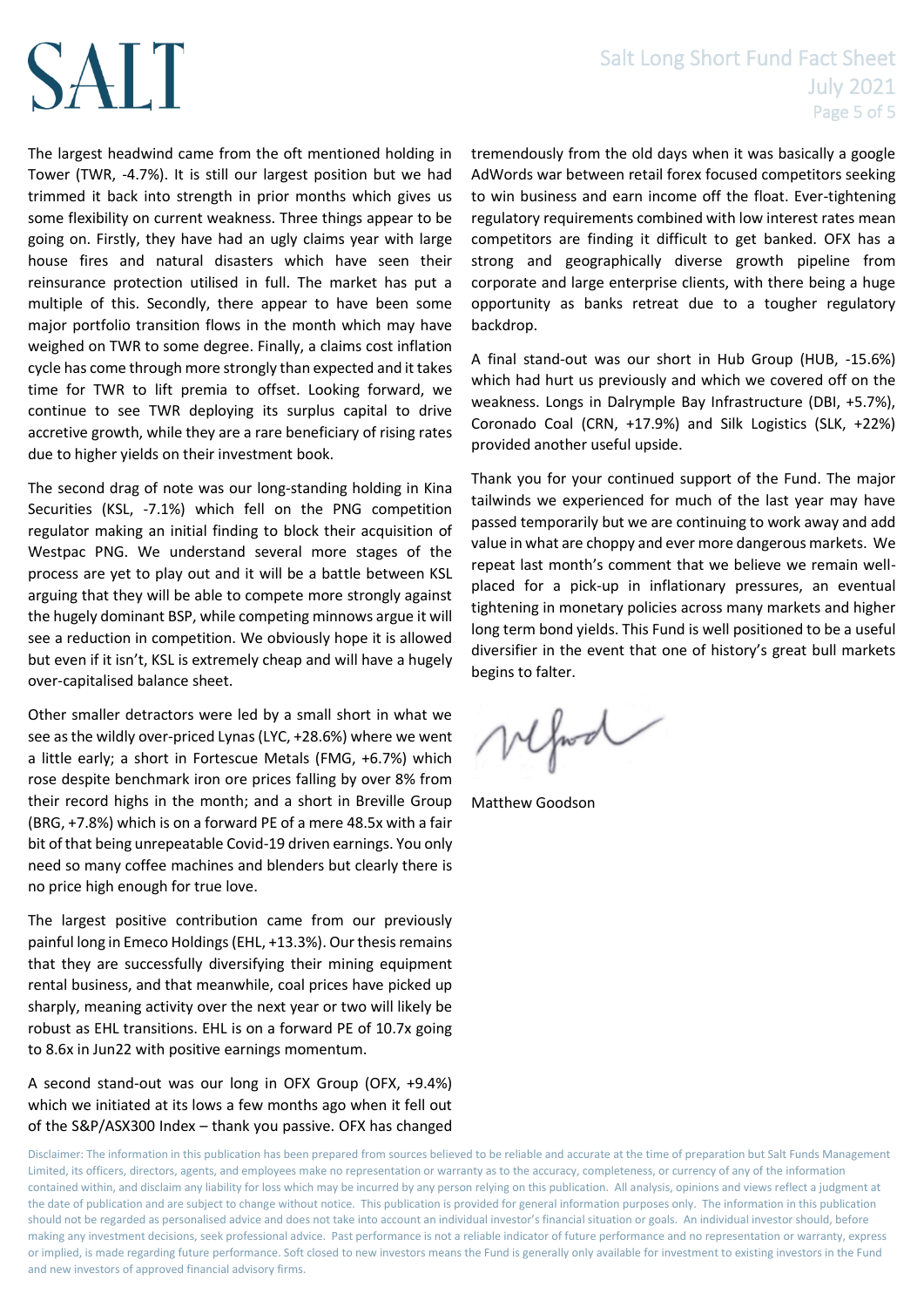The largest headwind came from the oft mentioned holding in Tower (TWR, -4.7%). It is still our largest position but we had trimmed it back into strength in prior months which gives us some flexibility on current weakness. Three things appear to be going on. Firstly, they have had an ugly claims year with large house fires and natural disasters which have seen their reinsurance protection utilised in full. The market has put a multiple of this. Secondly, there appear to have been some major portfolio transition flows in the month which may have weighed on TWR to some degree. Finally, a claims cost inflation cycle has come through more strongly than expected and it takes time for TWR to lift premia to offset. Looking forward, we continue to see TWR deploying its surplus capital to drive accretive growth, while they are a rare beneficiary of rising rates due to higher yields on their investment book.

The second drag of note was our long-standing holding in Kina Securities (KSL, -7.1%) which fell on the PNG competition regulator making an initial finding to block their acquisition of Westpac PNG. We understand several more stages of the process are yet to play out and it will be a battle between KSL arguing that they will be able to compete more strongly against the hugely dominant BSP, while competing minnows argue it will see a reduction in competition. We obviously hope it is allowed but even if it isn't, KSL is extremely cheap and will have a hugely over-capitalised balance sheet.

Other smaller detractors were led by a small short in what we see as the wildly over-priced Lynas (LYC, +28.6%) where we went a little early; a short in Fortescue Metals (FMG, +6.7%) which rose despite benchmark iron ore prices falling by over 8% from their record highs in the month; and a short in Breville Group (BRG, +7.8%) which is on a forward PE of a mere 48.5x with a fair bit of that being unrepeatable Covid-19 driven earnings. You only need so many coffee machines and blenders but clearly there is no price high enough for true love.

The largest positive contribution came from our previously painful long in Emeco Holdings (EHL, +13.3%). Our thesis remains that they are successfully diversifying their mining equipment rental business, and that meanwhile, coal prices have picked up sharply, meaning activity over the next year or two will likely be robust as EHL transitions. EHL is on a forward PE of 10.7x going to 8.6x in Jun22 with positive earnings momentum.

A second stand-out was our long in OFX Group (OFX, +9.4%) which we initiated at its lows a few months ago when it fell out of the S&P/ASX300 Index – thank you passive. OFX has changed tremendously from the old days when it was basically a google AdWords war between retail forex focused competitors seeking to win business and earn income off the float. Ever-tightening regulatory requirements combined with low interest rates mean competitors are finding it difficult to get banked. OFX has a strong and geographically diverse growth pipeline from corporate and large enterprise clients, with there being a huge opportunity as banks retreat due to a tougher regulatory backdrop.

A final stand-out was our short in Hub Group (HUB, -15.6%) which had hurt us previously and which we covered off on the weakness. Longs in Dalrymple Bay Infrastructure (DBI, +5.7%), Coronado Coal (CRN, +17.9%) and Silk Logistics (SLK, +22%) provided another useful upside.

Thank you for your continued support of the Fund. The major tailwinds we experienced for much of the last year may have passed temporarily but we are continuing to work away and add value in what are choppy and ever more dangerous markets. We repeat last month's comment that we believe we remain well-placed for a pick-up in inflationary pressures, an eventual tightening in monetary policies across many markets and higher long term bond yields. This Fund is well positioned to be a useful diversifier in the event that one of history's great bull markets begins to falter.

Matthew Goodson

Disclaimer: The information in this publication has been prepared from sources believed to be reliable and accurate at the time of preparation but Salt Funds Management Limited, its officers, directors, agents, and employees make no representation or warranty as to the accuracy, completeness, or currency of any of the information contained within, and disclaim any liability for loss which may be incurred by any person relying on this publication. All analysis, opinions and views reflect a judgment at the date of publication and are subject to change without notice. This publication is provided for general information purposes only. The information in this publication should not be regarded as personalised advice and does not take into account an individual investor's financial situation or goals. An individual investor should, before making any investment decisions, seek professional advice. Past performance is not a reliable indicator of future performance and no representation or warranty, express or implied, is made regarding future performance. Soft closed to new investors means the Fund is generally only available for investment to existing investors in the Fund and new investors of approved financial advisory firms.